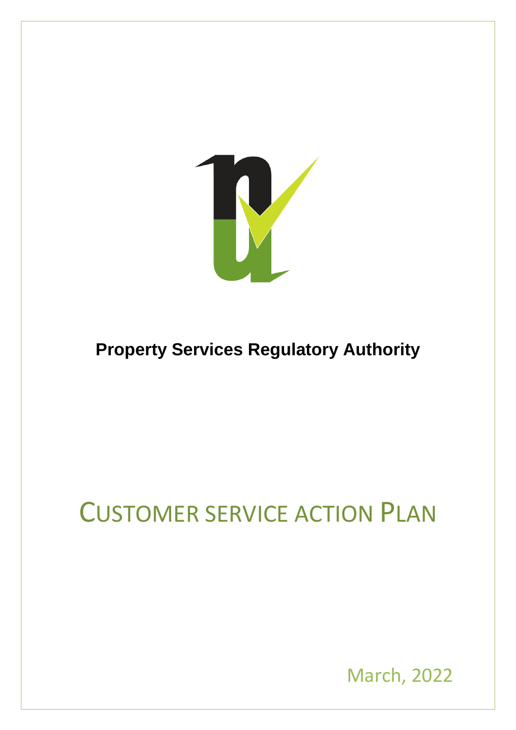**Property Services Regulatory Authority**

# CUSTOMER SERVICE ACTION PLAN

March, 2022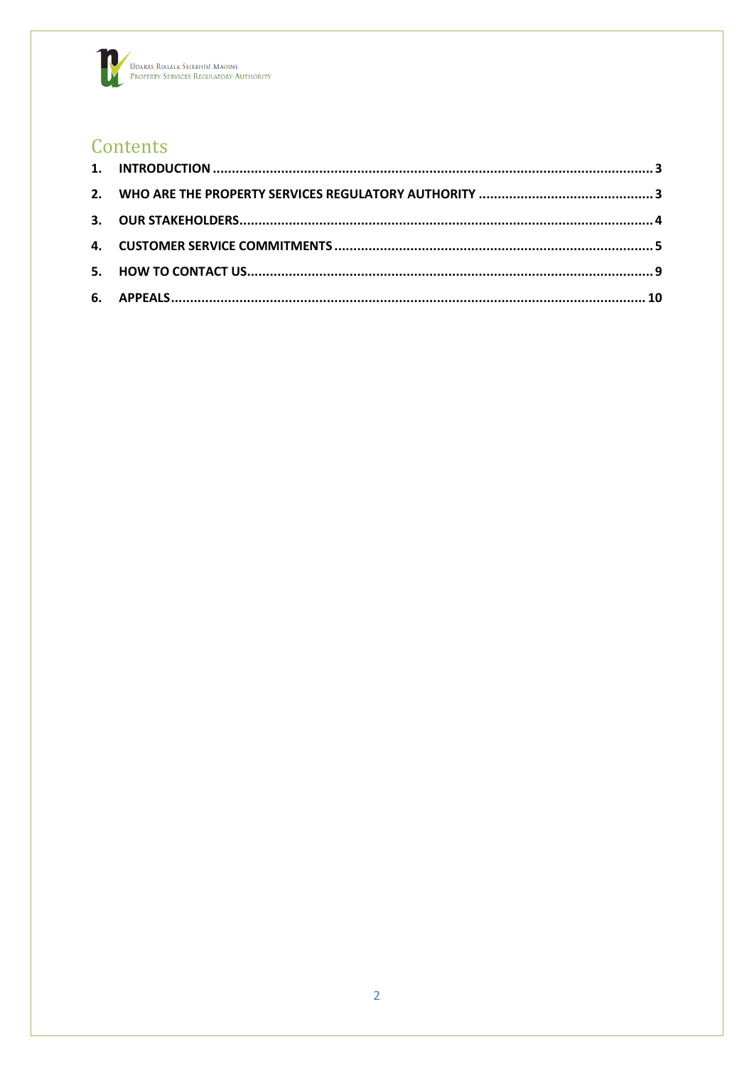# Contents

1. INTRODUCTION .................................................. 3
2. WHO ARE THE PROPERTY SERVICES REGULATORY AUTHORITY .................................................. 3
3. OUR STAKEHOLDERS .................................................. 4
4. CUSTOMER SERVICE COMMITMENTS .................................................. 5
5. HOW TO CONTACT US .................................................. 9
6. APPEALS .................................................. 10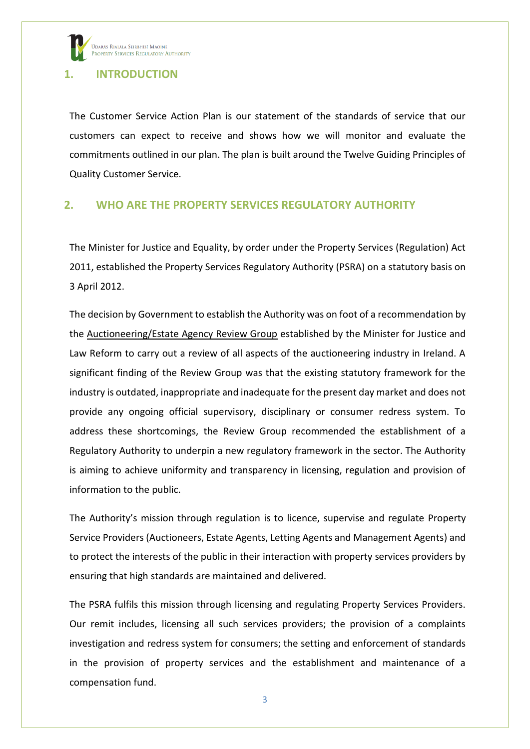## 1. INTRODUCTION

The Customer Service Action Plan is our statement of the standards of service that our customers can expect to receive and shows how we will monitor and evaluate the commitments outlined in our plan. The plan is built around the Twelve Guiding Principles of Quality Customer Service.

## 2. WHO ARE THE PROPERTY SERVICES REGULATORY AUTHORITY

The Minister for Justice and Equality, by order under the Property Services (Regulation) Act 2011, established the Property Services Regulatory Authority (PSRA) on a statutory basis on 3 April 2012.

The decision by Government to establish the Authority was on foot of a recommendation by the Auctioneering/Estate Agency Review Group established by the Minister for Justice and Law Reform to carry out a review of all aspects of the auctioneering industry in Ireland. A significant finding of the Review Group was that the existing statutory framework for the industry is outdated, inappropriate and inadequate for the present day market and does not provide any ongoing official supervisory, disciplinary or consumer redress system. To address these shortcomings, the Review Group recommended the establishment of a Regulatory Authority to underpin a new regulatory framework in the sector. The Authority is aiming to achieve uniformity and transparency in licensing, regulation and provision of information to the public.

The Authority's mission through regulation is to licence, supervise and regulate Property Service Providers (Auctioneers, Estate Agents, Letting Agents and Management Agents) and to protect the interests of the public in their interaction with property services providers by ensuring that high standards are maintained and delivered.

The PSRA fulfils this mission through licensing and regulating Property Services Providers. Our remit includes, licensing all such services providers; the provision of a complaints investigation and redress system for consumers; the setting and enforcement of standards in the provision of property services and the establishment and maintenance of a compensation fund.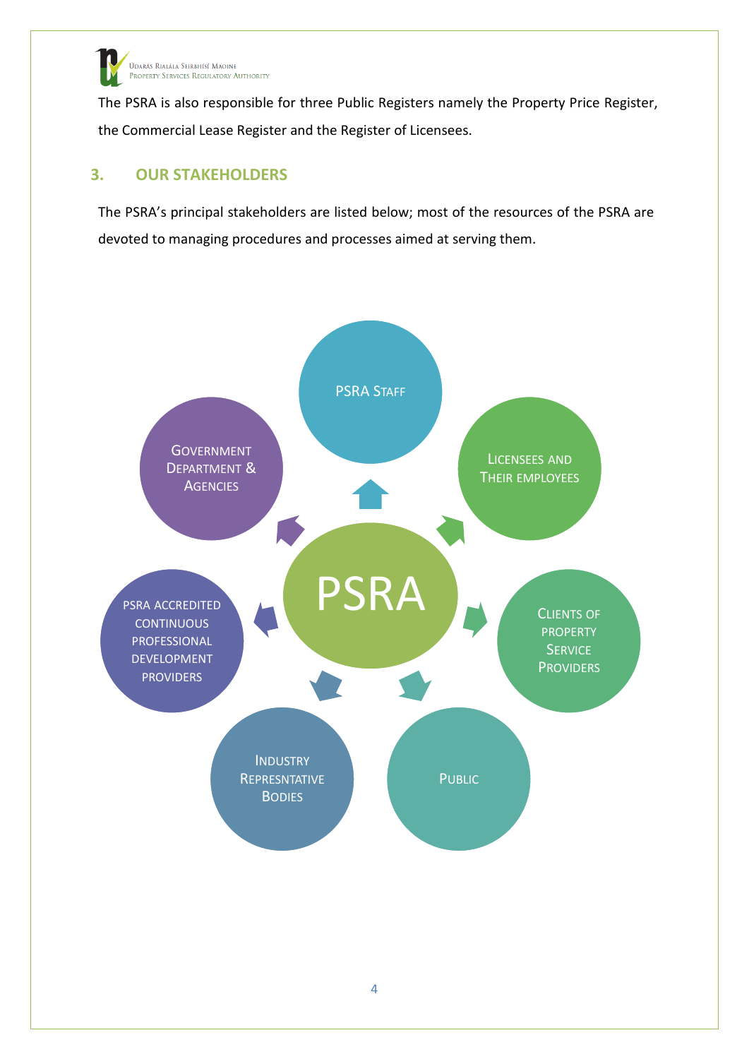The PSRA is also responsible for three Public Registers namely the Property Price Register, the Commercial Lease Register and the Register of Licensees.

## 3. OUR STAKEHOLDERS

The PSRA's principal stakeholders are listed below; most of the resources of the PSRA are devoted to managing procedures and processes aimed at serving them.

PSRA

- PSRA Staff
- Licensees and Their Employees
- Clients of Property Service Providers
- Public
- Industry Represntative Bodies
- PSRA Accredited Continuous Professional Development Providers
- Government Department & Agencies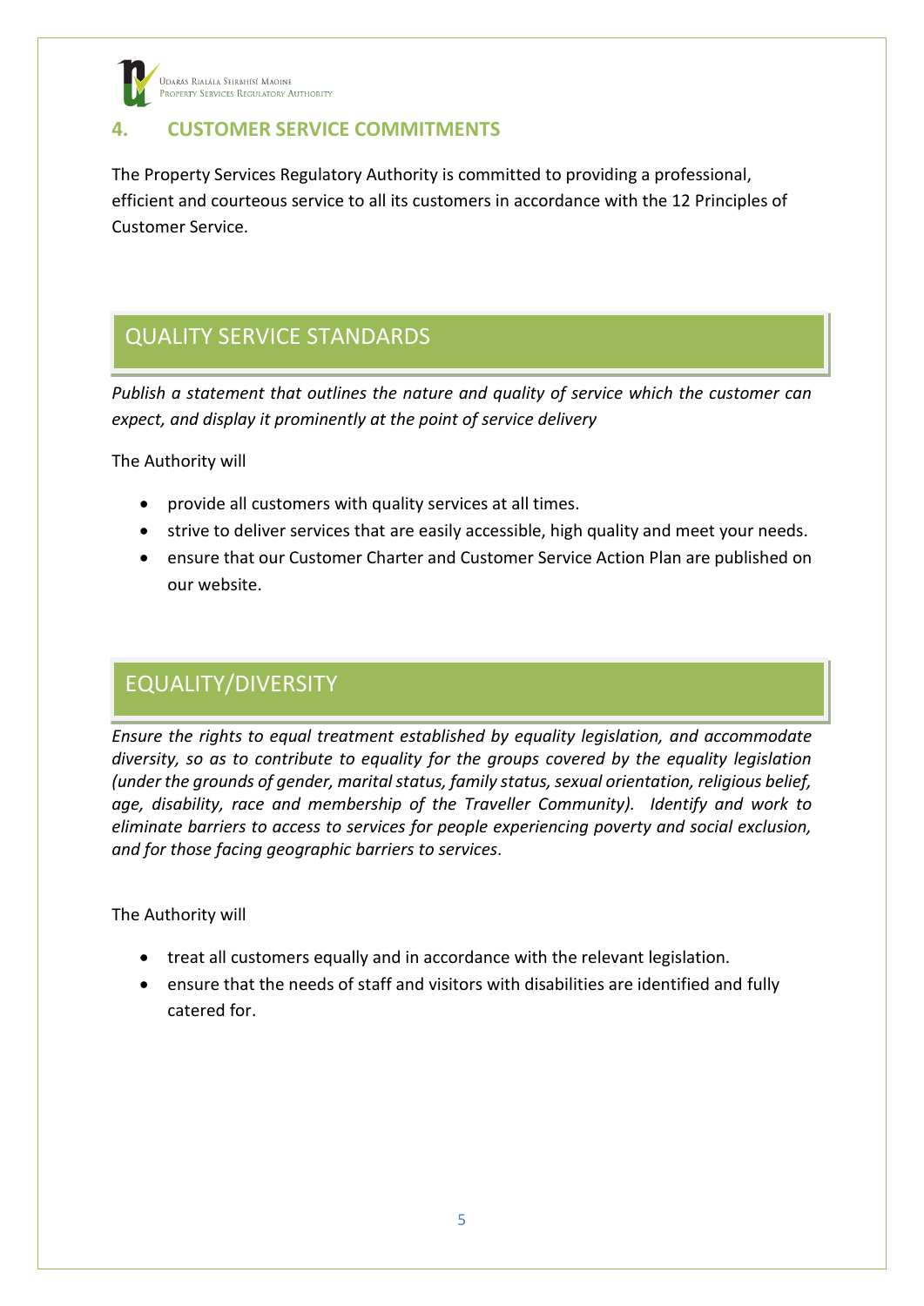## 4. CUSTOMER SERVICE COMMITMENTS

The Property Services Regulatory Authority is committed to providing a professional, efficient and courteous service to all its customers in accordance with the 12 Principles of Customer Service.

### QUALITY SERVICE STANDARDS

*Publish a statement that outlines the nature and quality of service which the customer can expect, and display it prominently at the point of service delivery*

The Authority will

- provide all customers with quality services at all times.
- strive to deliver services that are easily accessible, high quality and meet your needs.
- ensure that our Customer Charter and Customer Service Action Plan are published on our website.

### EQUALITY/DIVERSITY

*Ensure the rights to equal treatment established by equality legislation, and accommodate diversity, so as to contribute to equality for the groups covered by the equality legislation (under the grounds of gender, marital status, family status, sexual orientation, religious belief, age, disability, race and membership of the Traveller Community). Identify and work to eliminate barriers to access to services for people experiencing poverty and social exclusion, and for those facing geographic barriers to services.*

The Authority will

- treat all customers equally and in accordance with the relevant legislation.
- ensure that the needs of staff and visitors with disabilities are identified and fully catered for.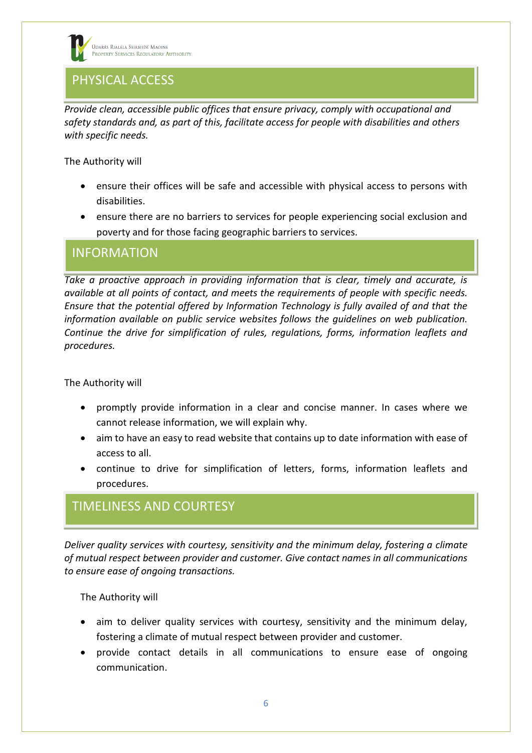## PHYSICAL ACCESS

*Provide clean, accessible public offices that ensure privacy, comply with occupational and safety standards and, as part of this, facilitate access for people with disabilities and others with specific needs.*

The Authority will

- ensure their offices will be safe and accessible with physical access to persons with disabilities.
- ensure there are no barriers to services for people experiencing social exclusion and poverty and for those facing geographic barriers to services.

## INFORMATION

*Take a proactive approach in providing information that is clear, timely and accurate, is available at all points of contact, and meets the requirements of people with specific needs. Ensure that the potential offered by Information Technology is fully availed of and that the information available on public service websites follows the guidelines on web publication. Continue the drive for simplification of rules, regulations, forms, information leaflets and procedures.*

The Authority will

- promptly provide information in a clear and concise manner. In cases where we cannot release information, we will explain why.
- aim to have an easy to read website that contains up to date information with ease of access to all.
- continue to drive for simplification of letters, forms, information leaflets and procedures.

## TIMELINESS AND COURTESY

*Deliver quality services with courtesy, sensitivity and the minimum delay, fostering a climate of mutual respect between provider and customer. Give contact names in all communications to ensure ease of ongoing transactions.*

The Authority will

- aim to deliver quality services with courtesy, sensitivity and the minimum delay, fostering a climate of mutual respect between provider and customer.
- provide contact details in all communications to ensure ease of ongoing communication.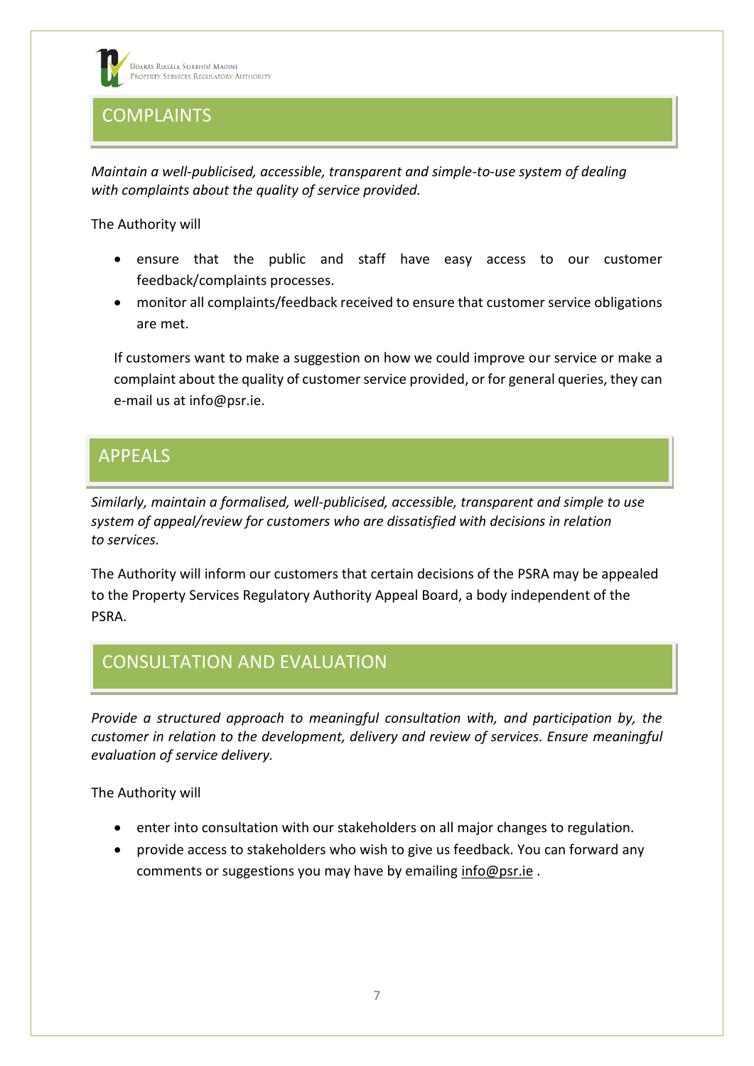## COMPLAINTS

*Maintain a well-publicised, accessible, transparent and simple-to-use system of dealing with complaints about the quality of service provided.*

The Authority will

- ensure that the public and staff have easy access to our customer feedback/complaints processes.
- monitor all complaints/feedback received to ensure that customer service obligations are met.

If customers want to make a suggestion on how we could improve our service or make a complaint about the quality of customer service provided, or for general queries, they can e-mail us at info@psr.ie.

## APPEALS

*Similarly, maintain a formalised, well-publicised, accessible, transparent and simple to use system of appeal/review for customers who are dissatisfied with decisions in relation to services.*

The Authority will inform our customers that certain decisions of the PSRA may be appealed to the Property Services Regulatory Authority Appeal Board, a body independent of the PSRA.

## CONSULTATION AND EVALUATION

*Provide a structured approach to meaningful consultation with, and participation by, the customer in relation to the development, delivery and review of services. Ensure meaningful evaluation of service delivery.*

The Authority will

- enter into consultation with our stakeholders on all major changes to regulation.
- provide access to stakeholders who wish to give us feedback. You can forward any comments or suggestions you may have by emailing info@psr.ie .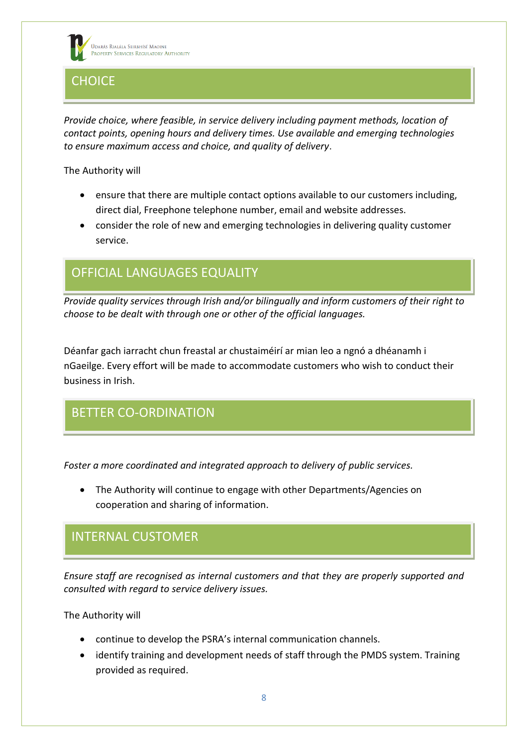## CHOICE

*Provide choice, where feasible, in service delivery including payment methods, location of contact points, opening hours and delivery times. Use available and emerging technologies to ensure maximum access and choice, and quality of delivery*.

The Authority will

- ensure that there are multiple contact options available to our customers including, direct dial, Freephone telephone number, email and website addresses.
- consider the role of new and emerging technologies in delivering quality customer service.

## OFFICIAL LANGUAGES EQUALITY

*Provide quality services through Irish and/or bilingually and inform customers of their right to choose to be dealt with through one or other of the official languages.*

Déanfar gach iarracht chun freastal ar chustaiméirí ar mian leo a ngnó a dhéanamh i nGaeilge. Every effort will be made to accommodate customers who wish to conduct their business in Irish.

## BETTER CO-ORDINATION

*Foster a more coordinated and integrated approach to delivery of public services.*

- The Authority will continue to engage with other Departments/Agencies on cooperation and sharing of information.

## INTERNAL CUSTOMER

*Ensure staff are recognised as internal customers and that they are properly supported and consulted with regard to service delivery issues.*

The Authority will

- continue to develop the PSRA's internal communication channels.
- identify training and development needs of staff through the PMDS system. Training provided as required.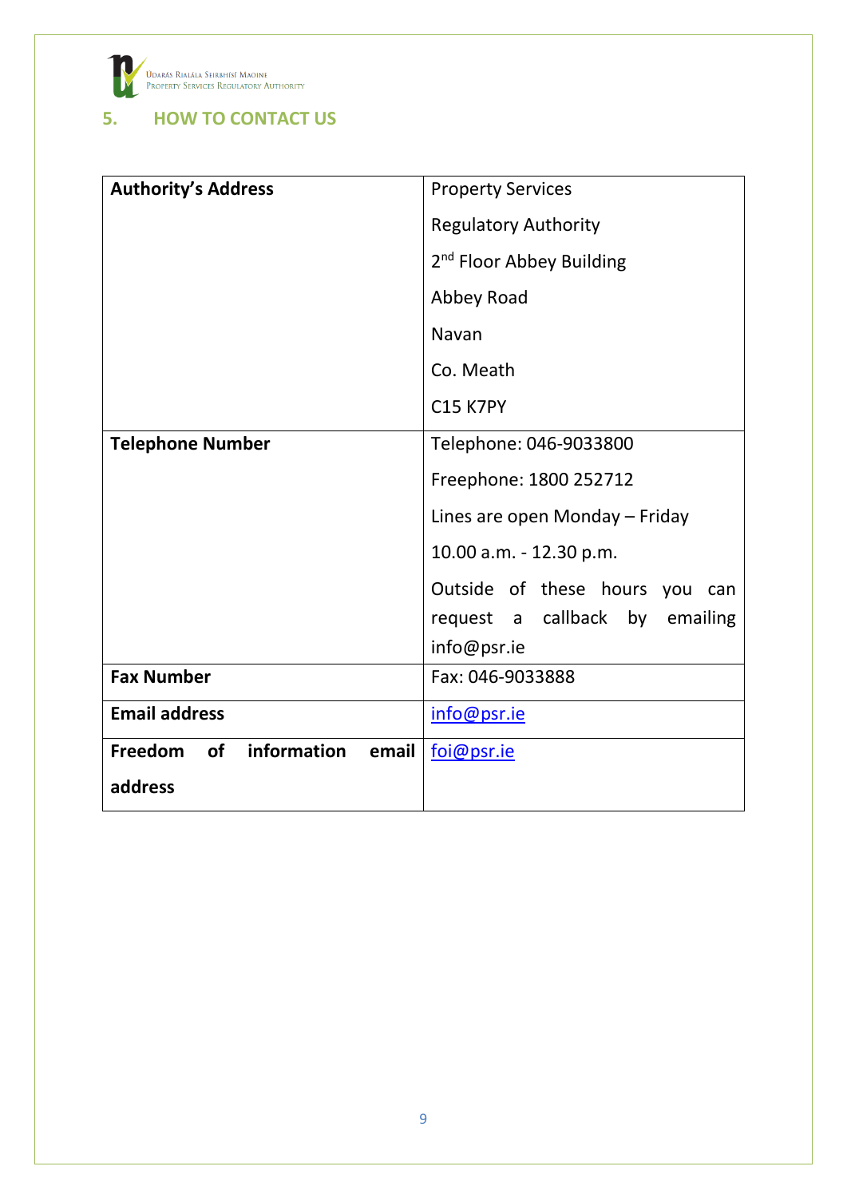## 5. HOW TO CONTACT US

| | |
|---|---|
| **Authority's Address** | Property Services<br>Regulatory Authority<br>2nd Floor Abbey Building<br>Abbey Road<br>Navan<br>Co. Meath<br>C15 K7PY |
| **Telephone Number** | Telephone: 046-9033800<br>Freephone: 1800 252712<br>Lines are open Monday – Friday<br>10.00 a.m. - 12.30 p.m.<br>Outside of these hours you can request a callback by emailing info@psr.ie |
| **Fax Number** | Fax: 046-9033888 |
| **Email address** | info@psr.ie |
| **Freedom of information email address** | foi@psr.ie |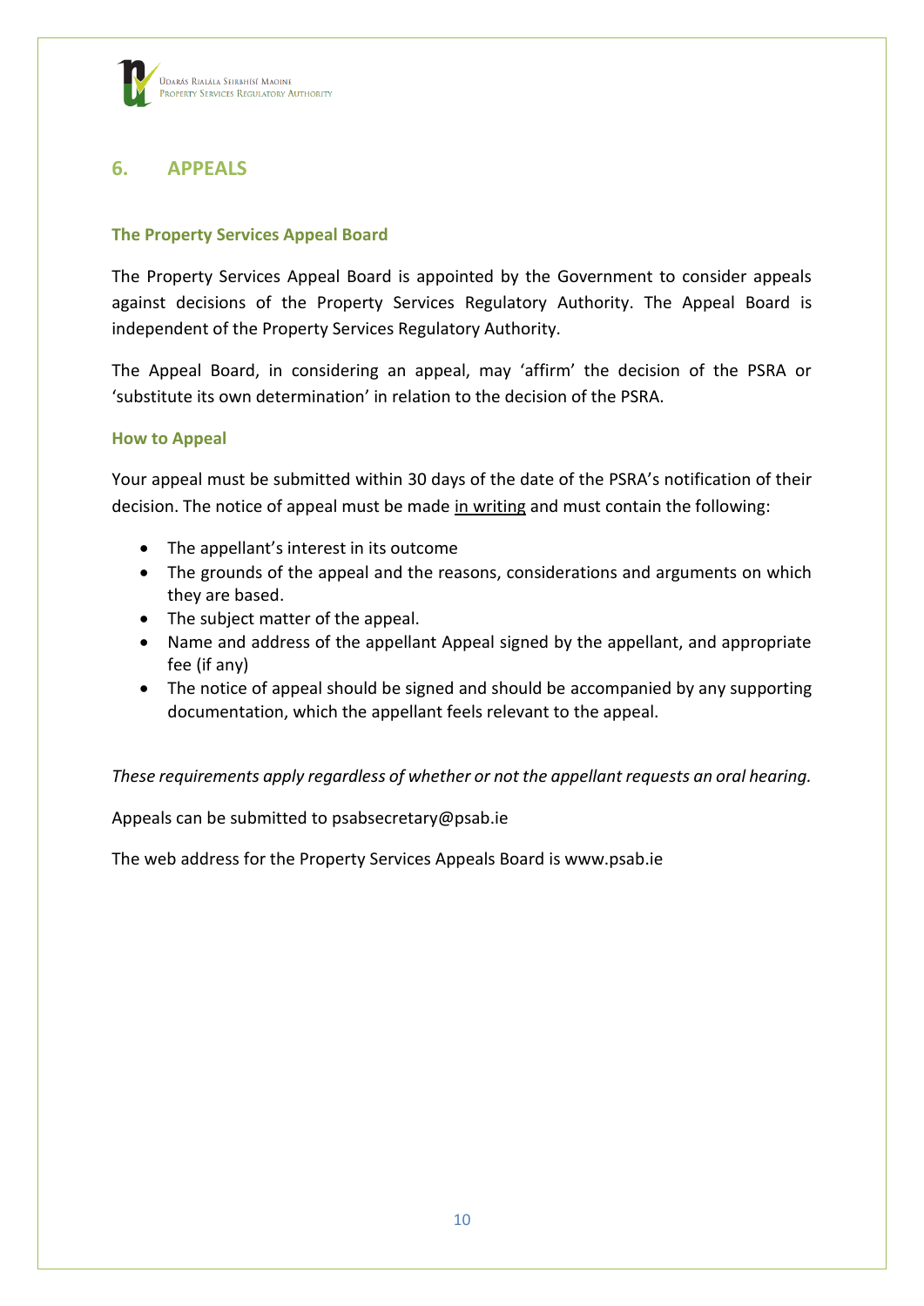## 6. APPEALS

### The Property Services Appeal Board

The Property Services Appeal Board is appointed by the Government to consider appeals against decisions of the Property Services Regulatory Authority. The Appeal Board is independent of the Property Services Regulatory Authority.

The Appeal Board, in considering an appeal, may 'affirm' the decision of the PSRA or 'substitute its own determination' in relation to the decision of the PSRA.

### How to Appeal

Your appeal must be submitted within 30 days of the date of the PSRA's notification of their decision. The notice of appeal must be made <u>in writing</u> and must contain the following:

- The appellant's interest in its outcome
- The grounds of the appeal and the reasons, considerations and arguments on which they are based.
- The subject matter of the appeal.
- Name and address of the appellant Appeal signed by the appellant, and appropriate fee (if any)
- The notice of appeal should be signed and should be accompanied by any supporting documentation, which the appellant feels relevant to the appeal.

*These requirements apply regardless of whether or not the appellant requests an oral hearing.*

Appeals can be submitted to psabsecretary@psab.ie

The web address for the Property Services Appeals Board is www.psab.ie